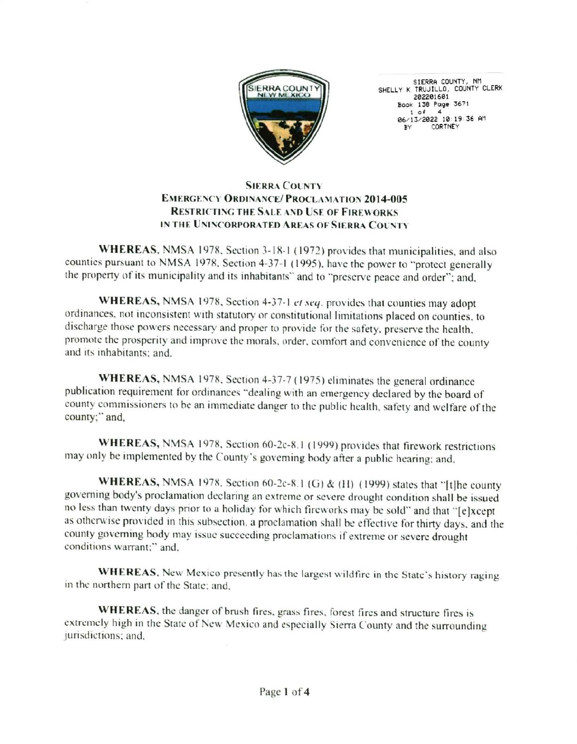SIERRA COUNTY, NM
SHELLY K TRUJILLO, COUNTY CLERK
202201601
Book 138 Page 3671
1 of 4
06/13/2022 10:19:36 AM
BY CORTNEY

# SIERRA COUNTY
# EMERGENCY ORDINANCE/ PROCLAMATION 2014-005
## RESTRICTING THE SALE AND USE OF FIREWORKS IN THE UNINCORPORATED AREAS OF SIERRA COUNTY

**WHEREAS**, NMSA 1978, Section 3-18-1 (1972) provides that municipalities, and also counties pursuant to NMSA 1978, Section 4-37-1 (1995), have the power to "protect generally the property of its municipality and its inhabitants" and to "preserve peace and order"; and,

**WHEREAS,** NMSA 1978, Section 4-37-1 *et seq.* provides that counties may adopt ordinances, not inconsistent with statutory or constitutional limitations placed on counties, to discharge those powers necessary and proper to provide for the safety, preserve the health, promote the prosperity and improve the morals, order, comfort and convenience of the county and its inhabitants; and,

**WHEREAS,** NMSA 1978, Section 4-37-7 (1975) eliminates the general ordinance publication requirement for ordinances "dealing with an emergency declared by the board of county commissioners to be an immediate danger to the public health, safety and welfare of the county;" and,

**WHEREAS,** NMSA 1978, Section 60-2c-8.1 (1999) provides that firework restrictions may only be implemented by the County's governing body after a public hearing; and,

**WHEREAS,** NMSA 1978, Section 60-2c-8.1 (G) & (H) (1999) states that "[t]he county governing body's proclamation declaring an extreme or severe drought condition shall be issued no less than twenty days prior to a holiday for which fireworks may be sold" and that "[e]xcept as otherwise provided in this subsection, a proclamation shall be effective for thirty days, and the county governing body may issue succeeding proclamations if extreme or severe drought conditions warrant;" and,

**WHEREAS**, New Mexico presently has the largest wildfire in the State's history raging in the northern part of the State; and,

**WHEREAS**, the danger of brush fires, grass fires, forest fires and structure fires is extremely high in the State of New Mexico and especially Sierra County and the surrounding jurisdictions; and,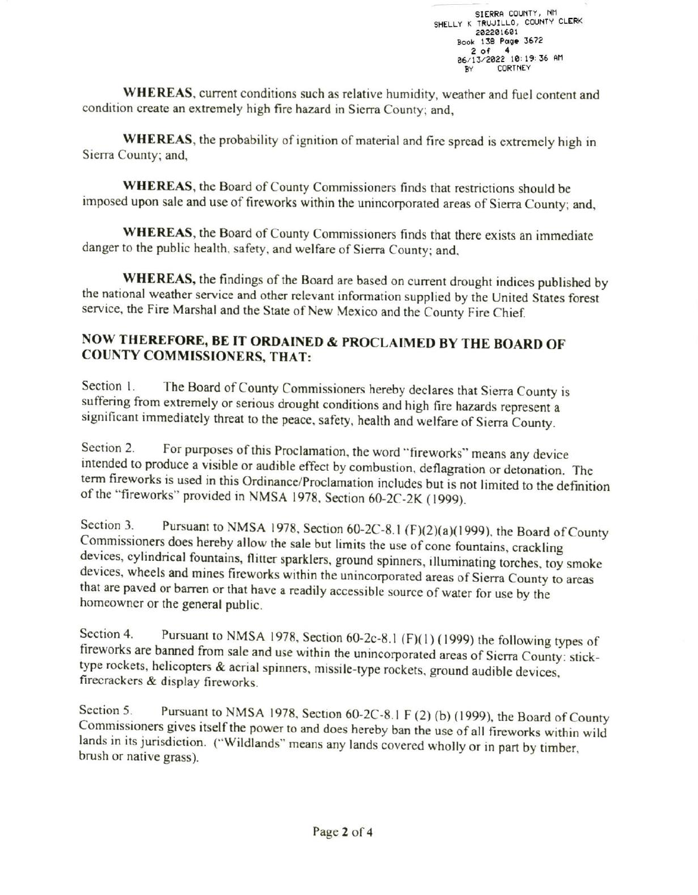**WHEREAS**, current conditions such as relative humidity, weather and fuel content and condition create an extremely high fire hazard in Sierra County; and,

**WHEREAS**, the probability of ignition of material and fire spread is extremely high in Sierra County; and,

**WHEREAS**, the Board of County Commissioners finds that restrictions should be imposed upon sale and use of fireworks within the unincorporated areas of Sierra County; and,

**WHEREAS**, the Board of County Commissioners finds that there exists an immediate danger to the public health, safety, and welfare of Sierra County; and,

**WHEREAS,** the findings of the Board are based on current drought indices published by the national weather service and other relevant information supplied by the United States forest service, the Fire Marshal and the State of New Mexico and the County Fire Chief.

## NOW THEREFORE, BE IT ORDAINED & PROCLAIMED BY THE BOARD OF COUNTY COMMISSIONERS, THAT:

Section 1. The Board of County Commissioners hereby declares that Sierra County is suffering from extremely or serious drought conditions and high fire hazards represent a significant immediately threat to the peace, safety, health and welfare of Sierra County.

Section 2. For purposes of this Proclamation, the word "fireworks" means any device intended to produce a visible or audible effect by combustion, deflagration or detonation. The term fireworks is used in this Ordinance/Proclamation includes but is not limited to the definition of the "fireworks" provided in NMSA 1978, Section 60-2C-2K (1999).

Section 3. Pursuant to NMSA 1978, Section 60-2C-8.1 (F)(2)(a)(1999), the Board of County Commissioners does hereby allow the sale but limits the use of cone fountains, crackling devices, cylindrical fountains, flitter sparklers, ground spinners, illuminating torches, toy smoke devices, wheels and mines fireworks within the unincorporated areas of Sierra County to areas that are paved or barren or that have a readily accessible source of water for use by the homeowner or the general public.

Section 4. Pursuant to NMSA 1978, Section 60-2c-8.1 (F)(1) (1999) the following types of fireworks are banned from sale and use within the unincorporated areas of Sierra County: stick-type rockets, helicopters & aerial spinners, missile-type rockets, ground audible devices, firecrackers & display fireworks.

Section 5. Pursuant to NMSA 1978, Section 60-2C-8.1 F (2) (b) (1999), the Board of County Commissioners gives itself the power to and does hereby ban the use of all fireworks within wild lands in its jurisdiction. ("Wildlands" means any lands covered wholly or in part by timber, brush or native grass).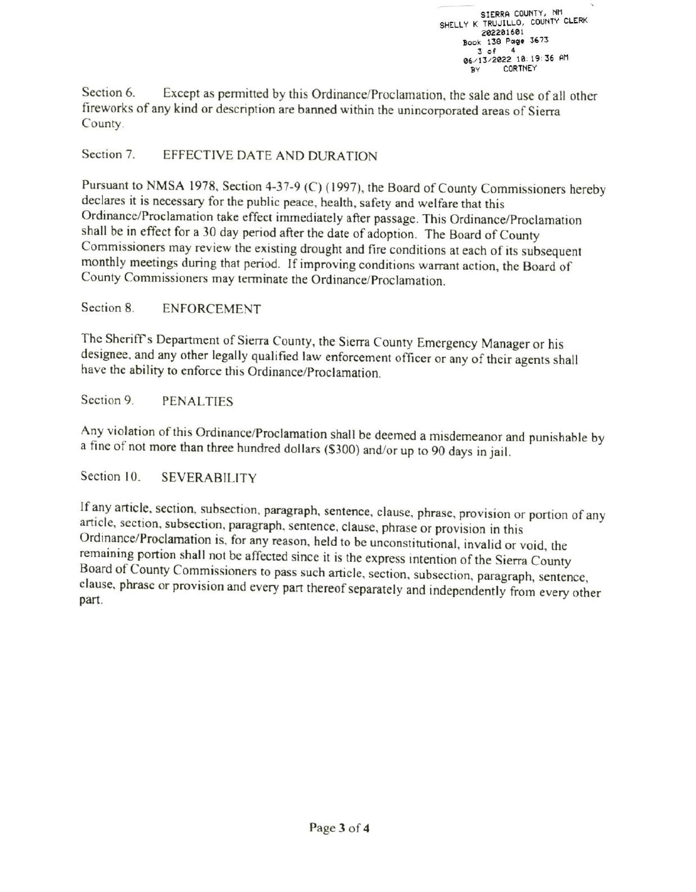SIERRA COUNTY, NM
SHELLY K TRUJILLO, COUNTY CLERK
202201601
Book 138 Page 3673
3 of 4
06/13/2022 10:19:36 AM
BY CORTNEY

Section 6. Except as permitted by this Ordinance/Proclamation, the sale and use of all other fireworks of any kind or description are banned within the unincorporated areas of Sierra County.

Section 7. EFFECTIVE DATE AND DURATION

Pursuant to NMSA 1978, Section 4-37-9 (C) (1997), the Board of County Commissioners hereby declares it is necessary for the public peace, health, safety and welfare that this Ordinance/Proclamation take effect immediately after passage. This Ordinance/Proclamation shall be in effect for a 30 day period after the date of adoption. The Board of County Commissioners may review the existing drought and fire conditions at each of its subsequent monthly meetings during that period. If improving conditions warrant action, the Board of County Commissioners may terminate the Ordinance/Proclamation.

Section 8. ENFORCEMENT

The Sheriff's Department of Sierra County, the Sierra County Emergency Manager or his designee, and any other legally qualified law enforcement officer or any of their agents shall have the ability to enforce this Ordinance/Proclamation.

Section 9. PENALTIES

Any violation of this Ordinance/Proclamation shall be deemed a misdemeanor and punishable by a fine of not more than three hundred dollars ($300) and/or up to 90 days in jail.

Section 10. SEVERABILITY

If any article, section, subsection, paragraph, sentence, clause, phrase, provision or portion of any article, section, subsection, paragraph, sentence, clause, phrase or provision in this Ordinance/Proclamation is, for any reason, held to be unconstitutional, invalid or void, the remaining portion shall not be affected since it is the express intention of the Sierra County Board of County Commissioners to pass such article, section, subsection, paragraph, sentence, clause, phrase or provision and every part thereof separately and independently from every other part.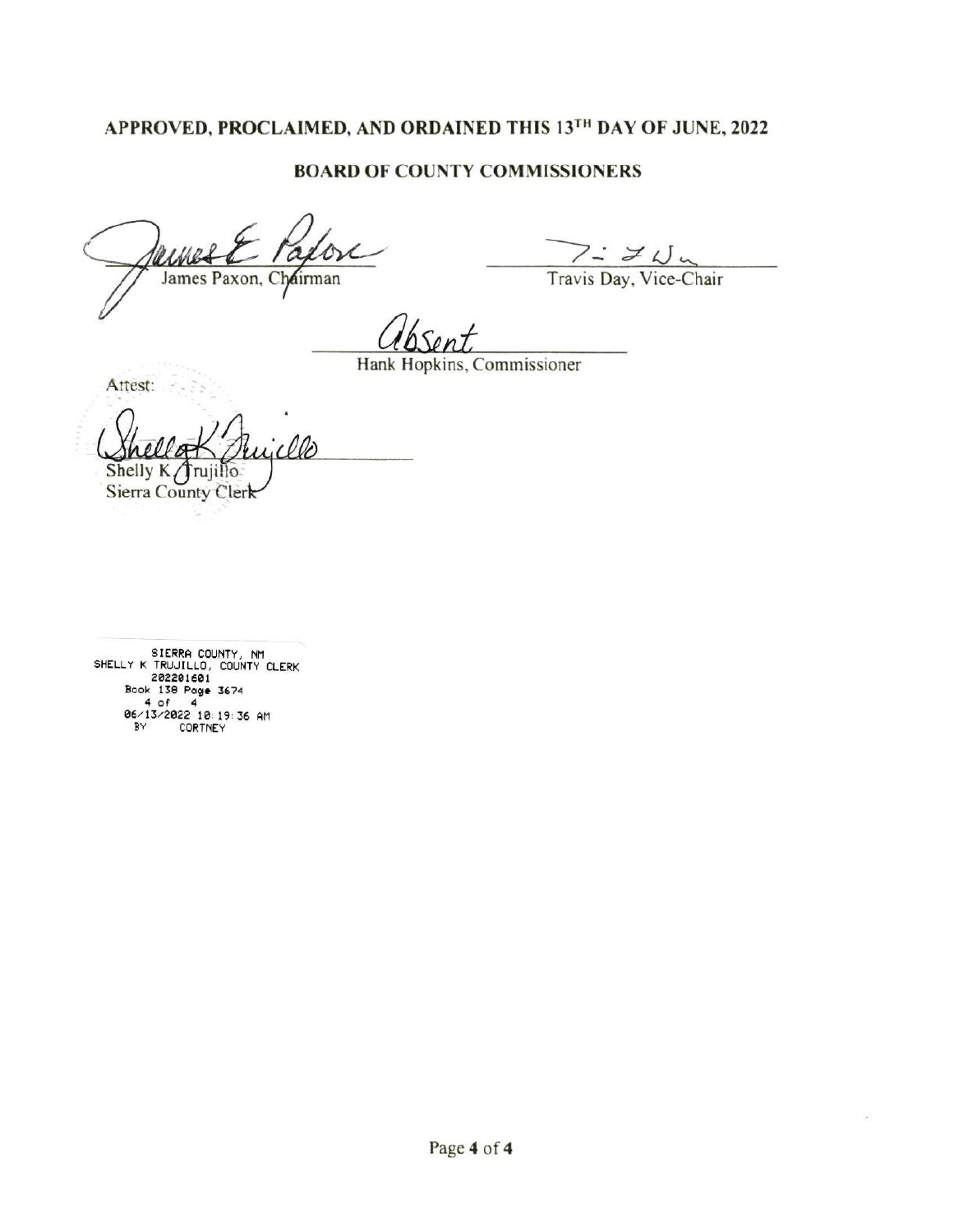**APPROVED, PROCLAIMED, AND ORDAINED THIS 13TH DAY OF JUNE, 2022**

**BOARD OF COUNTY COMMISSIONERS**

James Paxon, Chairman

Travis Day, Vice-Chair

absent

Hank Hopkins, Commissioner

Attest:

Shelly K. Trujillo
Sierra County Clerk

SIERRA COUNTY, NM
SHELLY K TRUJILLO, COUNTY CLERK
202201601
Book 138 Page 3674
4 of 4
06/13/2022 10:19:36 AM
BY CORTNEY